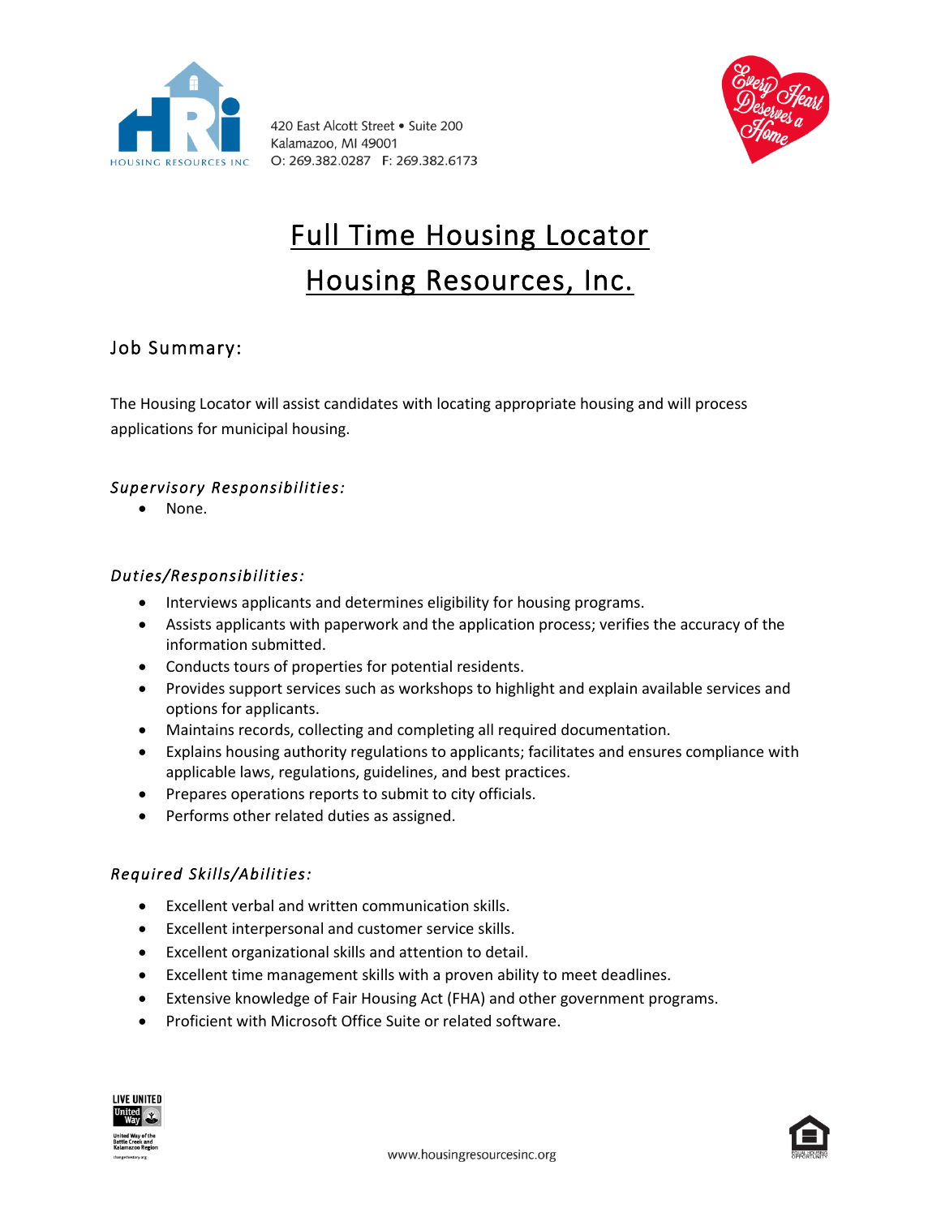420 East Alcott Street • Suite 200
Kalamazoo, MI 49001
O: 269.382.0287 F: 269.382.6173

# Full Time Housing Locator

# Housing Resources, Inc.

## Job Summary:

The Housing Locator will assist candidates with locating appropriate housing and will process applications for municipal housing.

### *Supervisory Responsibilities:*

- None.

### *Duties/Responsibilities:*

- Interviews applicants and determines eligibility for housing programs.
- Assists applicants with paperwork and the application process; verifies the accuracy of the information submitted.
- Conducts tours of properties for potential residents.
- Provides support services such as workshops to highlight and explain available services and options for applicants.
- Maintains records, collecting and completing all required documentation.
- Explains housing authority regulations to applicants; facilitates and ensures compliance with applicable laws, regulations, guidelines, and best practices.
- Prepares operations reports to submit to city officials.
- Performs other related duties as assigned.

### *Required Skills/Abilities:*

- Excellent verbal and written communication skills.
- Excellent interpersonal and customer service skills.
- Excellent organizational skills and attention to detail.
- Excellent time management skills with a proven ability to meet deadlines.
- Extensive knowledge of Fair Housing Act (FHA) and other government programs.
- Proficient with Microsoft Office Suite or related software.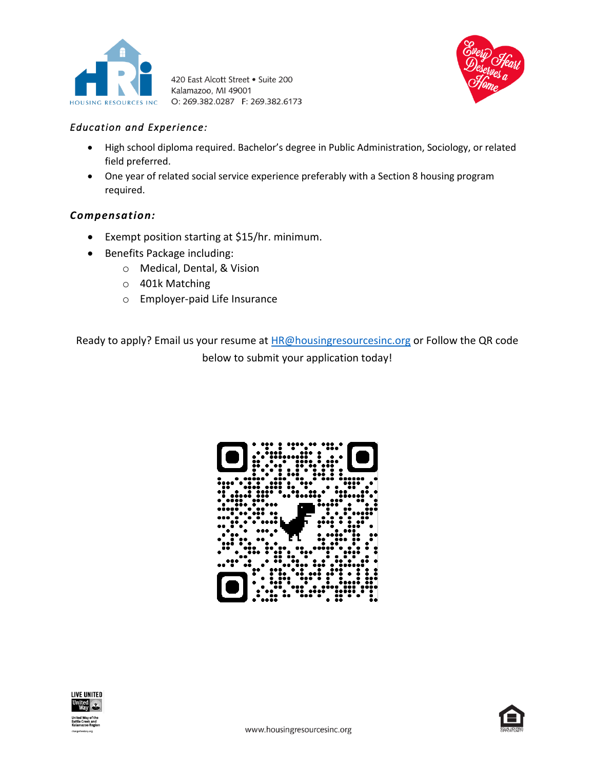420 East Alcott Street • Suite 200
Kalamazoo, MI 49001
O: 269.382.0287 F: 269.382.6173

### *Education and Experience:*

- High school diploma required. Bachelor's degree in Public Administration, Sociology, or related field preferred.
- One year of related social service experience preferably with a Section 8 housing program required.

### *Compensation:*

- Exempt position starting at $15/hr. minimum.
- Benefits Package including:
  - Medical, Dental, & Vision
  - 401k Matching
  - Employer-paid Life Insurance

Ready to apply? Email us your resume at HR@housingresourcesinc.org or Follow the QR code below to submit your application today!

www.housingresourcesinc.org